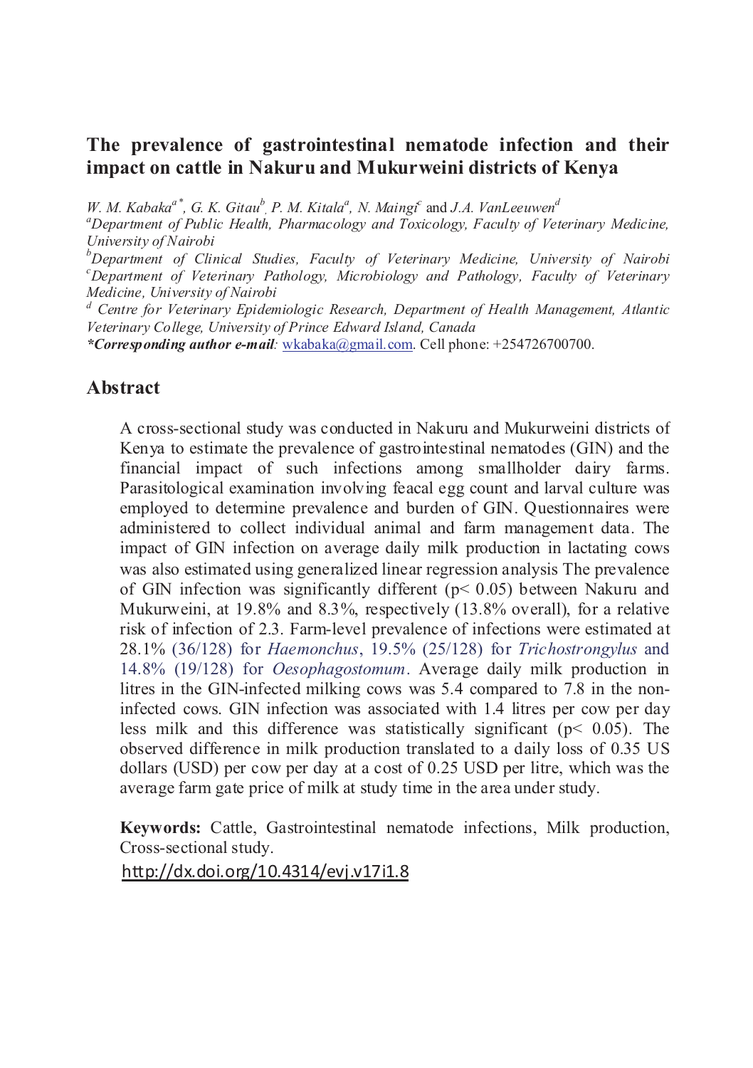# The prevalence of gastrointestinal nematode infection and their impact on cattle in Nakuru and Mukurweini districts of Kenya

*W. M. Kabaka*[a*], *G. K. Gitau*[b], *P. M. Kitala*[a], *N. Maingi*[c] and *J.A. VanLeeuwen*[d]

[a]*Department of Public Health, Pharmacology and Toxicology, Faculty of Veterinary Medicine, University of Nairobi*

[b]*Department of Clinical Studies, Faculty of Veterinary Medicine, University of Nairobi*

[c]*Department of Veterinary Pathology, Microbiology and Pathology, Faculty of Veterinary Medicine, University of Nairobi*

[d] *Centre for Veterinary Epidemiologic Research, Department of Health Management, Atlantic Veterinary College, University of Prince Edward Island, Canada*

***Corresponding author e-mail**: wkabaka@gmail.com. Cell phone: +254726700700.

## Abstract

A cross-sectional study was conducted in Nakuru and Mukurweini districts of Kenya to estimate the prevalence of gastrointestinal nematodes (GIN) and the financial impact of such infections among smallholder dairy farms. Parasitological examination involving feacal egg count and larval culture was employed to determine prevalence and burden of GIN. Questionnaires were administered to collect individual animal and farm management data. The impact of GIN infection on average daily milk production in lactating cows was also estimated using generalized linear regression analysis The prevalence of GIN infection was significantly different ($p< 0.05$) between Nakuru and Mukurweini, at 19.8% and 8.3%, respectively (13.8% overall), for a relative risk of infection of 2.3. Farm-level prevalence of infections were estimated at 28.1% (36/128) for *Haemonchus*, 19.5% (25/128) for *Trichostrongylus* and 14.8% (19/128) for *Oesophagostomum*. Average daily milk production in litres in the GIN-infected milking cows was 5.4 compared to 7.8 in the non-infected cows. GIN infection was associated with 1.4 litres per cow per day less milk and this difference was statistically significant ($p< 0.05$). The observed difference in milk production translated to a daily loss of 0.35 US dollars (USD) per cow per day at a cost of 0.25 USD per litre, which was the average farm gate price of milk at study time in the area under study.

**Keywords:** Cattle, Gastrointestinal nematode infections, Milk production, Cross-sectional study.

http://dx.doi.org/10.4314/evj.v17i1.8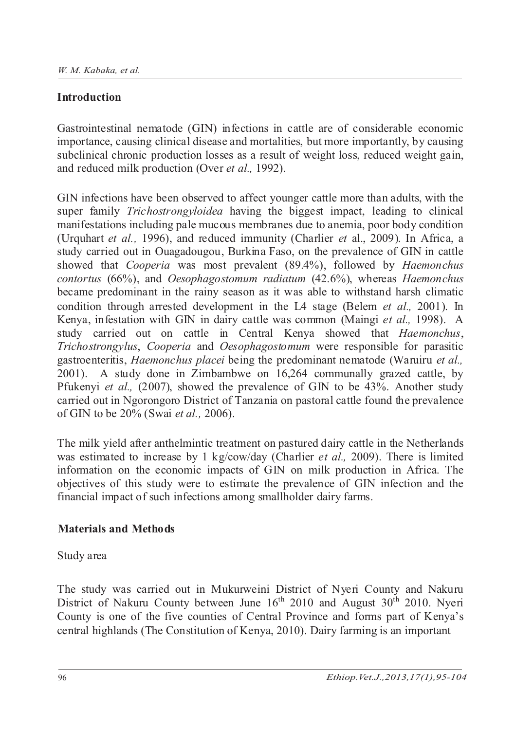## Introduction

Gastrointestinal nematode (GIN) infections in cattle are of considerable economic importance, causing clinical disease and mortalities, but more importantly, by causing subclinical chronic production losses as a result of weight loss, reduced weight gain, and reduced milk production (Over *et al.,* 1992).

GIN infections have been observed to affect younger cattle more than adults, with the super family *Trichostrongyloidea* having the biggest impact, leading to clinical manifestations including pale mucous membranes due to anemia, poor body condition (Urquhart *et al.,* 1996), and reduced immunity (Charlier *et* al., 2009). In Africa, a study carried out in Ouagadougou, Burkina Faso, on the prevalence of GIN in cattle showed that *Cooperia* was most prevalent (89.4%), followed by *Haemonchus contortus* (66%), and *Oesophagostomum radiatum* (42.6%), whereas *Haemonchus* became predominant in the rainy season as it was able to withstand harsh climatic condition through arrested development in the L4 stage (Belem *et al.,* 2001). In Kenya, infestation with GIN in dairy cattle was common (Maingi *et al.,* 1998). A study carried out on cattle in Central Kenya showed that *Haemonchus*, *Trichostrongylus*, *Cooperia* and *Oesophagostomum* were responsible for parasitic gastroenteritis, *Haemonchus placei* being the predominant nematode (Waruiru *et al.,* 2001). A study done in Zimbambwe on 16,264 communally grazed cattle, by Pfukenyi *et al.,* (2007), showed the prevalence of GIN to be 43%. Another study carried out in Ngorongoro District of Tanzania on pastoral cattle found the prevalence of GIN to be 20% (Swai *et al.,* 2006).

The milk yield after anthelmintic treatment on pastured dairy cattle in the Netherlands was estimated to increase by 1 kg/cow/day (Charlier *et al.,* 2009). There is limited information on the economic impacts of GIN on milk production in Africa. The objectives of this study were to estimate the prevalence of GIN infection and the financial impact of such infections among smallholder dairy farms.

## Materials and Methods

Study area

The study was carried out in Mukurweini District of Nyeri County and Nakuru District of Nakuru County between June 16th 2010 and August 30th 2010. Nyeri County is one of the five counties of Central Province and forms part of Kenya's central highlands (The Constitution of Kenya, 2010). Dairy farming is an important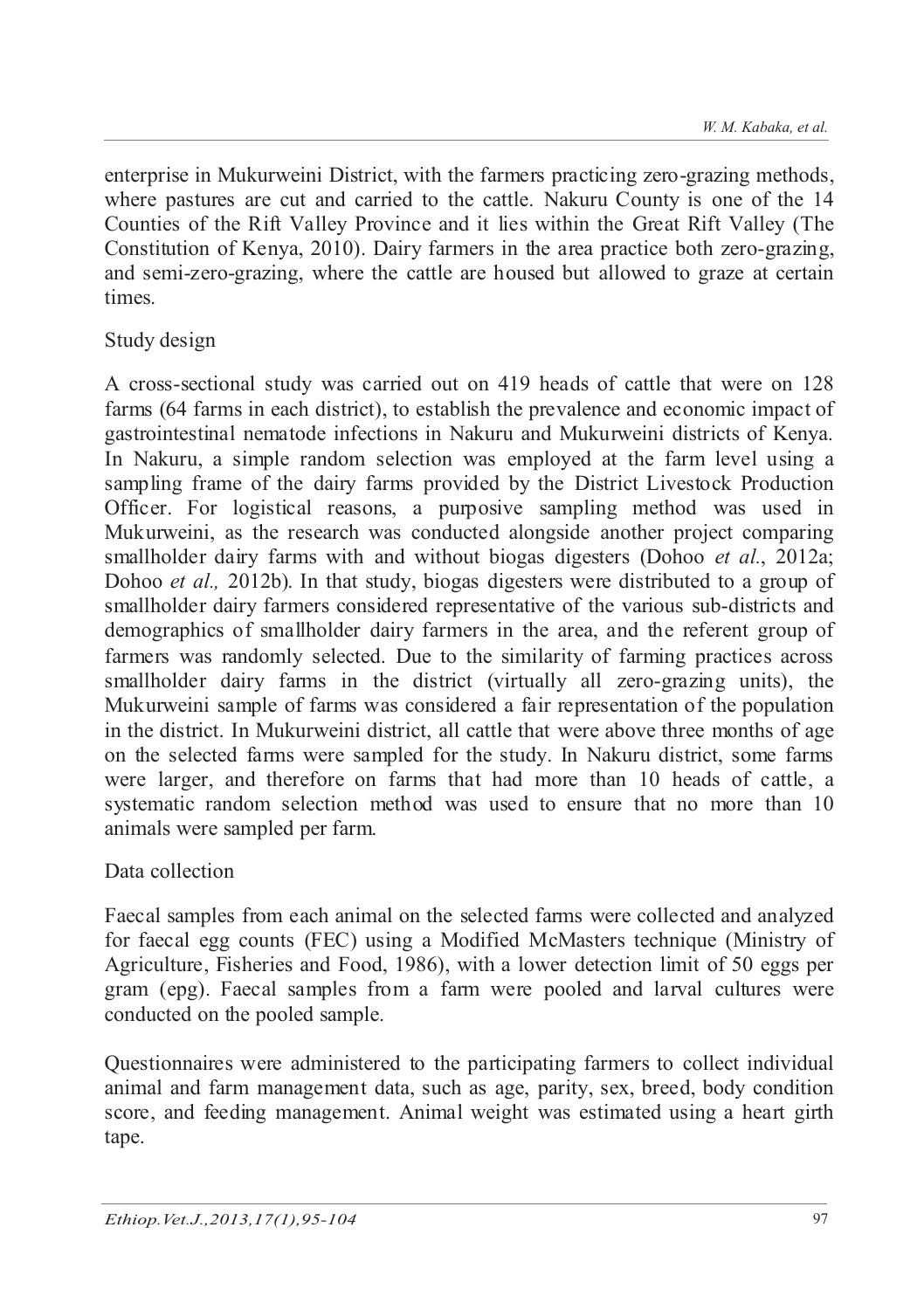enterprise in Mukurweini District, with the farmers practicing zero-grazing methods, where pastures are cut and carried to the cattle. Nakuru County is one of the 14 Counties of the Rift Valley Province and it lies within the Great Rift Valley (The Constitution of Kenya, 2010). Dairy farmers in the area practice both zero-grazing, and semi-zero-grazing, where the cattle are housed but allowed to graze at certain times.

## Study design

A cross-sectional study was carried out on 419 heads of cattle that were on 128 farms (64 farms in each district), to establish the prevalence and economic impact of gastrointestinal nematode infections in Nakuru and Mukurweini districts of Kenya. In Nakuru, a simple random selection was employed at the farm level using a sampling frame of the dairy farms provided by the District Livestock Production Officer. For logistical reasons, a purposive sampling method was used in Mukurweini, as the research was conducted alongside another project comparing smallholder dairy farms with and without biogas digesters (Dohoo *et al*., 2012a; Dohoo *et al.,* 2012b). In that study, biogas digesters were distributed to a group of smallholder dairy farmers considered representative of the various sub-districts and demographics of smallholder dairy farmers in the area, and the referent group of farmers was randomly selected. Due to the similarity of farming practices across smallholder dairy farms in the district (virtually all zero-grazing units), the Mukurweini sample of farms was considered a fair representation of the population in the district. In Mukurweini district, all cattle that were above three months of age on the selected farms were sampled for the study. In Nakuru district, some farms were larger, and therefore on farms that had more than 10 heads of cattle, a systematic random selection method was used to ensure that no more than 10 animals were sampled per farm.

## Data collection

Faecal samples from each animal on the selected farms were collected and analyzed for faecal egg counts (FEC) using a Modified McMasters technique (Ministry of Agriculture, Fisheries and Food, 1986), with a lower detection limit of 50 eggs per gram (epg). Faecal samples from a farm were pooled and larval cultures were conducted on the pooled sample.

Questionnaires were administered to the participating farmers to collect individual animal and farm management data, such as age, parity, sex, breed, body condition score, and feeding management. Animal weight was estimated using a heart girth tape.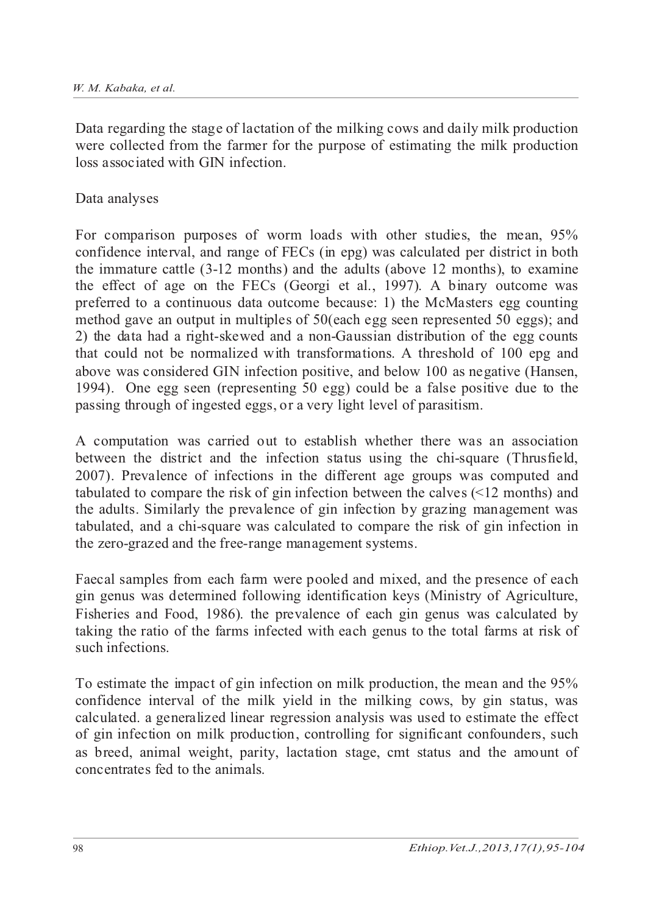Data regarding the stage of lactation of the milking cows and daily milk production were collected from the farmer for the purpose of estimating the milk production loss associated with GIN infection.

Data analyses

For comparison purposes of worm loads with other studies, the mean, 95% confidence interval, and range of FECs (in epg) was calculated per district in both the immature cattle (3-12 months) and the adults (above 12 months), to examine the effect of age on the FECs (Georgi et al., 1997). A binary outcome was preferred to a continuous data outcome because: 1) the McMasters egg counting method gave an output in multiples of 50(each egg seen represented 50 eggs); and 2) the data had a right-skewed and a non-Gaussian distribution of the egg counts that could not be normalized with transformations. A threshold of 100 epg and above was considered GIN infection positive, and below 100 as negative (Hansen, 1994). One egg seen (representing 50 egg) could be a false positive due to the passing through of ingested eggs, or a very light level of parasitism.

A computation was carried out to establish whether there was an association between the district and the infection status using the chi-square (Thrusfield, 2007). Prevalence of infections in the different age groups was computed and tabulated to compare the risk of gin infection between the calves (<12 months) and the adults. Similarly the prevalence of gin infection by grazing management was tabulated, and a chi-square was calculated to compare the risk of gin infection in the zero-grazed and the free-range management systems.

Faecal samples from each farm were pooled and mixed, and the presence of each gin genus was determined following identification keys (Ministry of Agriculture, Fisheries and Food, 1986). the prevalence of each gin genus was calculated by taking the ratio of the farms infected with each genus to the total farms at risk of such infections.

To estimate the impact of gin infection on milk production, the mean and the 95% confidence interval of the milk yield in the milking cows, by gin status, was calculated. a generalized linear regression analysis was used to estimate the effect of gin infection on milk production, controlling for significant confounders, such as breed, animal weight, parity, lactation stage, cmt status and the amount of concentrates fed to the animals.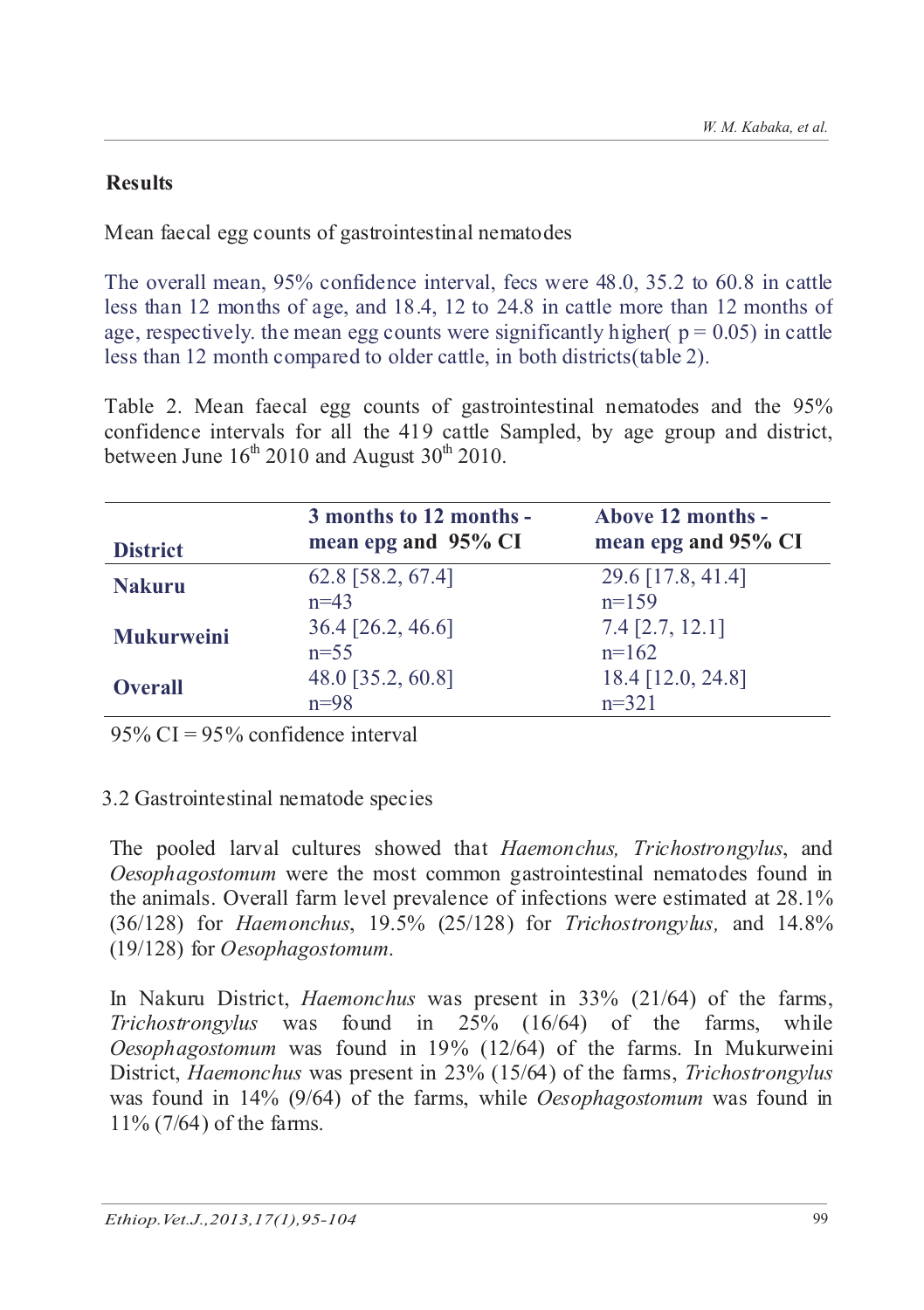## Results

Mean faecal egg counts of gastrointestinal nematodes

The overall mean, 95% confidence interval, fecs were 48.0, 35.2 to 60.8 in cattle less than 12 months of age, and 18.4, 12 to 24.8 in cattle more than 12 months of age, respectively. the mean egg counts were significantly higher( $p = 0.05$) in cattle less than 12 month compared to older cattle, in both districts(table 2).

Table 2. Mean faecal egg counts of gastrointestinal nematodes and the 95% confidence intervals for all the 419 cattle Sampled, by age group and district, between June 16th 2010 and August 30th 2010.

| District | 3 months to 12 months - mean epg and 95% CI | Above 12 months - mean epg and 95% CI |
|---|---|---|
| **Nakuru** | 62.8 [58.2, 67.4] n=43 | 29.6 [17.8, 41.4] n=159 |
| **Mukurweini** | 36.4 [26.2, 46.6] n=55 | 7.4 [2.7, 12.1] n=162 |
| **Overall** | 48.0 [35.2, 60.8] n=98 | 18.4 [12.0, 24.8] n=321 |

95% CI = 95% confidence interval

### 3.2 Gastrointestinal nematode species

The pooled larval cultures showed that *Haemonchus, Trichostrongylus*, and *Oesophagostomum* were the most common gastrointestinal nematodes found in the animals. Overall farm level prevalence of infections were estimated at 28.1% (36/128) for *Haemonchus*, 19.5% (25/128) for *Trichostrongylus,* and 14.8% (19/128) for *Oesophagostomum*.

In Nakuru District, *Haemonchus* was present in 33% (21/64) of the farms, *Trichostrongylus* was found in 25% (16/64) of the farms, while *Oesophagostomum* was found in 19% (12/64) of the farms. In Mukurweini District, *Haemonchus* was present in 23% (15/64) of the farms, *Trichostrongylus* was found in 14% (9/64) of the farms, while *Oesophagostomum* was found in 11% (7/64) of the farms.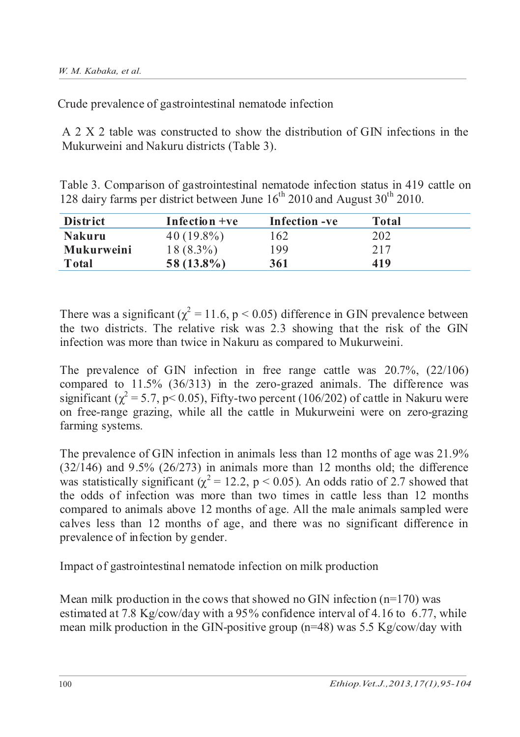Crude prevalence of gastrointestinal nematode infection

A 2 X 2 table was constructed to show the distribution of GIN infections in the Mukurweini and Nakuru districts (Table 3).

Table 3. Comparison of gastrointestinal nematode infection status in 419 cattle on 128 dairy farms per district between June 16th 2010 and August 30th 2010.

| District | Infection +ve | Infection -ve | Total |
|---|---|---|---|
| **Nakuru** | 40 (19.8%) | 162 | 202 |
| **Mukurweini** | 18 (8.3%) | 199 | 217 |
| **Total** | **58 (13.8%)** | **361** | **419** |

There was a significant ($\chi^2 = 11.6$, $p < 0.05$) difference in GIN prevalence between the two districts. The relative risk was 2.3 showing that the risk of the GIN infection was more than twice in Nakuru as compared to Mukurweini.

The prevalence of GIN infection in free range cattle was 20.7%, (22/106) compared to 11.5% (36/313) in the zero-grazed animals. The difference was significant ($\chi^2 = 5.7$, $p < 0.05$), Fifty-two percent (106/202) of cattle in Nakuru were on free-range grazing, while all the cattle in Mukurweini were on zero-grazing farming systems.

The prevalence of GIN infection in animals less than 12 months of age was 21.9% (32/146) and 9.5% (26/273) in animals more than 12 months old; the difference was statistically significant ($\chi^2 = 12.2$, $p < 0.05$). An odds ratio of 2.7 showed that the odds of infection was more than two times in cattle less than 12 months compared to animals above 12 months of age. All the male animals sampled were calves less than 12 months of age, and there was no significant difference in prevalence of infection by gender.

Impact of gastrointestinal nematode infection on milk production

Mean milk production in the cows that showed no GIN infection (n=170) was estimated at 7.8 Kg/cow/day with a 95% confidence interval of 4.16 to 6.77, while mean milk production in the GIN-positive group (n=48) was 5.5 Kg/cow/day with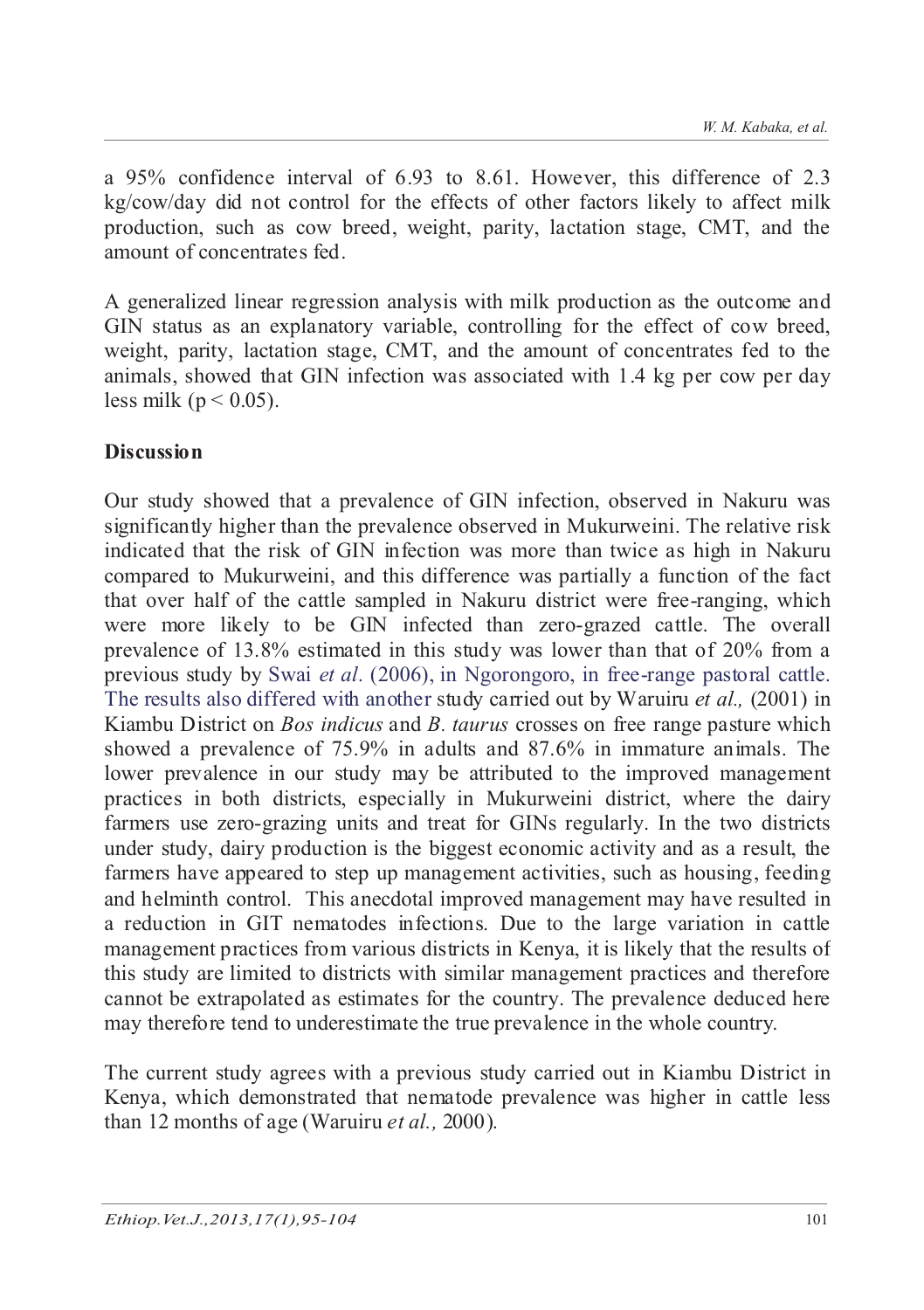a 95% confidence interval of 6.93 to 8.61. However, this difference of 2.3 kg/cow/day did not control for the effects of other factors likely to affect milk production, such as cow breed, weight, parity, lactation stage, CMT, and the amount of concentrates fed.

A generalized linear regression analysis with milk production as the outcome and GIN status as an explanatory variable, controlling for the effect of cow breed, weight, parity, lactation stage, CMT, and the amount of concentrates fed to the animals, showed that GIN infection was associated with 1.4 kg per cow per day less milk ($p < 0.05$).

## Discussion

Our study showed that a prevalence of GIN infection, observed in Nakuru was significantly higher than the prevalence observed in Mukurweini. The relative risk indicated that the risk of GIN infection was more than twice as high in Nakuru compared to Mukurweini, and this difference was partially a function of the fact that over half of the cattle sampled in Nakuru district were free-ranging, which were more likely to be GIN infected than zero-grazed cattle. The overall prevalence of 13.8% estimated in this study was lower than that of 20% from a previous study by Swai *et al*. (2006), in Ngorongoro, in free-range pastoral cattle. The results also differed with another study carried out by Waruiru *et al.,* (2001) in Kiambu District on *Bos indicus* and *B. taurus* crosses on free range pasture which showed a prevalence of 75.9% in adults and 87.6% in immature animals. The lower prevalence in our study may be attributed to the improved management practices in both districts, especially in Mukurweini district, where the dairy farmers use zero-grazing units and treat for GINs regularly. In the two districts under study, dairy production is the biggest economic activity and as a result, the farmers have appeared to step up management activities, such as housing, feeding and helminth control. This anecdotal improved management may have resulted in a reduction in GIT nematodes infections. Due to the large variation in cattle management practices from various districts in Kenya, it is likely that the results of this study are limited to districts with similar management practices and therefore cannot be extrapolated as estimates for the country. The prevalence deduced here may therefore tend to underestimate the true prevalence in the whole country.

The current study agrees with a previous study carried out in Kiambu District in Kenya, which demonstrated that nematode prevalence was higher in cattle less than 12 months of age (Waruiru *et al.,* 2000).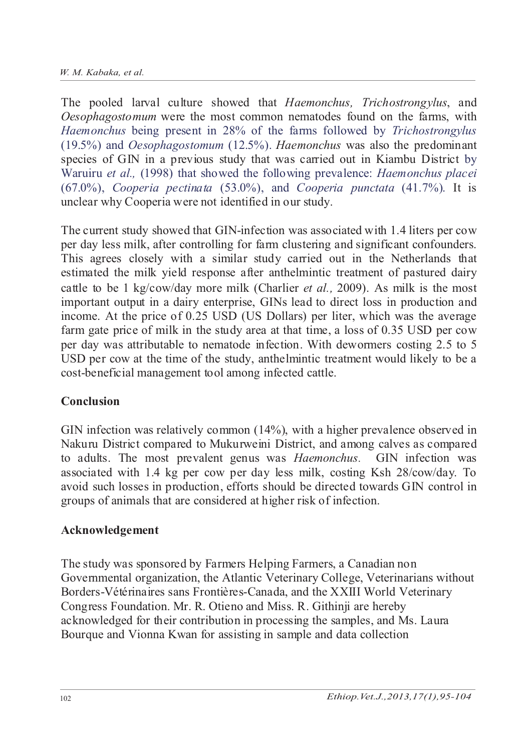The pooled larval culture showed that *Haemonchus, Trichostrongylus*, and *Oesophagostomum* were the most common nematodes found on the farms, with *Haemonchus* being present in 28% of the farms followed by *Trichostrongylus* (19.5%) and *Oesophagostomum* (12.5%). *Haemonchus* was also the predominant species of GIN in a previous study that was carried out in Kiambu District by Waruiru *et al.,* (1998) that showed the following prevalence: *Haemonchus placei* (67.0%), *Cooperia pectinata* (53.0%), and *Cooperia punctata* (41.7%). It is unclear why Cooperia were not identified in our study.

The current study showed that GIN-infection was associated with 1.4 liters per cow per day less milk, after controlling for farm clustering and significant confounders. This agrees closely with a similar study carried out in the Netherlands that estimated the milk yield response after anthelmintic treatment of pastured dairy cattle to be 1 kg/cow/day more milk (Charlier *et al.,* 2009). As milk is the most important output in a dairy enterprise, GINs lead to direct loss in production and income. At the price of 0.25 USD (US Dollars) per liter, which was the average farm gate price of milk in the study area at that time, a loss of 0.35 USD per cow per day was attributable to nematode infection. With dewormers costing 2.5 to 5 USD per cow at the time of the study, anthelmintic treatment would likely to be a cost-beneficial management tool among infected cattle.

## Conclusion

GIN infection was relatively common (14%), with a higher prevalence observed in Nakuru District compared to Mukurweini District, and among calves as compared to adults. The most prevalent genus was *Haemonchus*. GIN infection was associated with 1.4 kg per cow per day less milk, costing Ksh 28/cow/day. To avoid such losses in production, efforts should be directed towards GIN control in groups of animals that are considered at higher risk of infection.

## Acknowledgement

The study was sponsored by Farmers Helping Farmers, a Canadian non Governmental organization, the Atlantic Veterinary College, Veterinarians without Borders-Vétérinaires sans Frontières-Canada, and the XXIII World Veterinary Congress Foundation. Mr. R. Otieno and Miss. R. Githinji are hereby acknowledged for their contribution in processing the samples, and Ms. Laura Bourque and Vionna Kwan for assisting in sample and data collection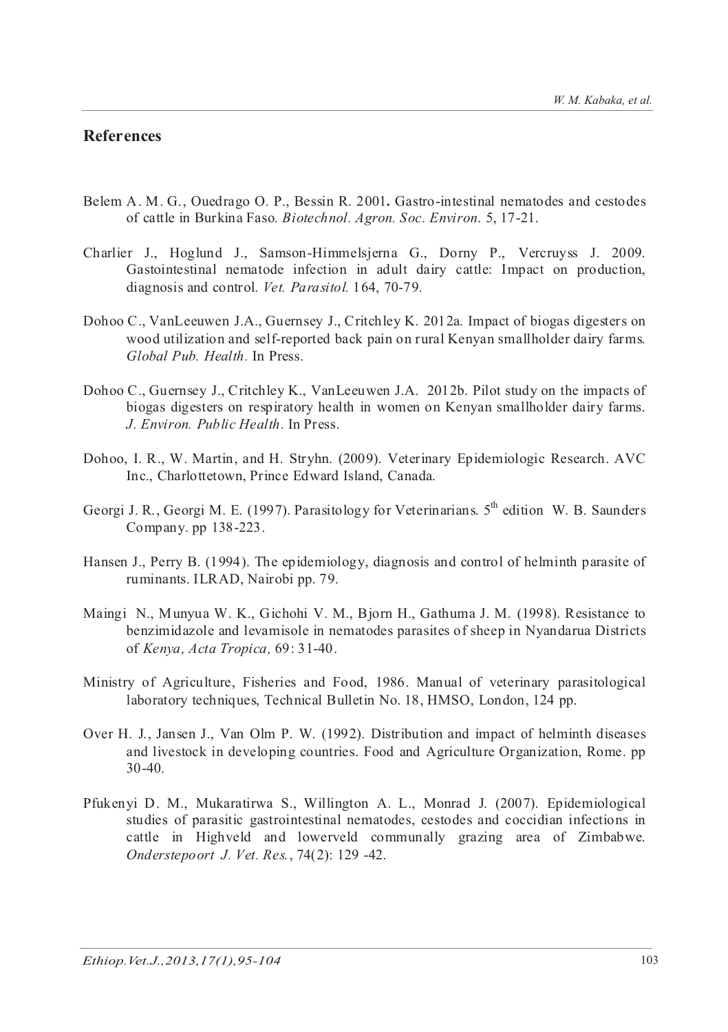## References

Belem A. M. G., Ouedrago O. P., Bessin R. 2001**.** Gastro-intestinal nematodes and cestodes of cattle in Burkina Faso. *Biotechnol. Agron. Soc. Environ.* 5, 17-21.

Charlier J., Hoglund J., Samson-Himmelsjerna G., Dorny P., Vercruyss J. 2009. Gastointestinal nematode infection in adult dairy cattle: Impact on production, diagnosis and control. *Vet. Parasitol.* 164, 70-79.

Dohoo C., VanLeeuwen J.A., Guernsey J., Critchley K. 2012a. Impact of biogas digesters on wood utilization and self-reported back pain on rural Kenyan smallholder dairy farms. *Global Pub. Health*. In Press.

Dohoo C., Guernsey J., Critchley K., VanLeeuwen J.A. 2012b. Pilot study on the impacts of biogas digesters on respiratory health in women on Kenyan smallholder dairy farms. *J. Environ. Public Health*. In Press.

Dohoo, I. R., W. Martin, and H. Stryhn. (2009). Veterinary Epidemiologic Research. AVC Inc., Charlottetown, Prince Edward Island, Canada.

Georgi J. R., Georgi M. E. (1997). Parasitology for Veterinarians. 5th edition W. B. Saunders Company. pp 138-223.

Hansen J., Perry B. (1994). The epidemiology, diagnosis and control of helminth parasite of ruminants. ILRAD, Nairobi pp. 79.

Maingi N., Munyua W. K., Gichohi V. M., Bjorn H., Gathuma J. M. (1998). Resistance to benzimidazole and levamisole in nematodes parasites of sheep in Nyandarua Districts of *Kenya, Acta Tropica,* 69: 31-40.

Ministry of Agriculture, Fisheries and Food, 1986. Manual of veterinary parasitological laboratory techniques, Technical Bulletin No. 18, HMSO, London, 124 pp.

Over H. J., Jansen J., Van Olm P. W. (1992). Distribution and impact of helminth diseases and livestock in developing countries. Food and Agriculture Organization, Rome. pp 30-40.

Pfukenyi D. M., Mukaratirwa S., Willington A. L., Monrad J. (2007). Epidemiological studies of parasitic gastrointestinal nematodes, cestodes and coccidian infections in cattle in Highveld and lowerveld communally grazing area of Zimbabwe. *Onderstepoort J. Vet. Res.*, 74(2): 129 -42.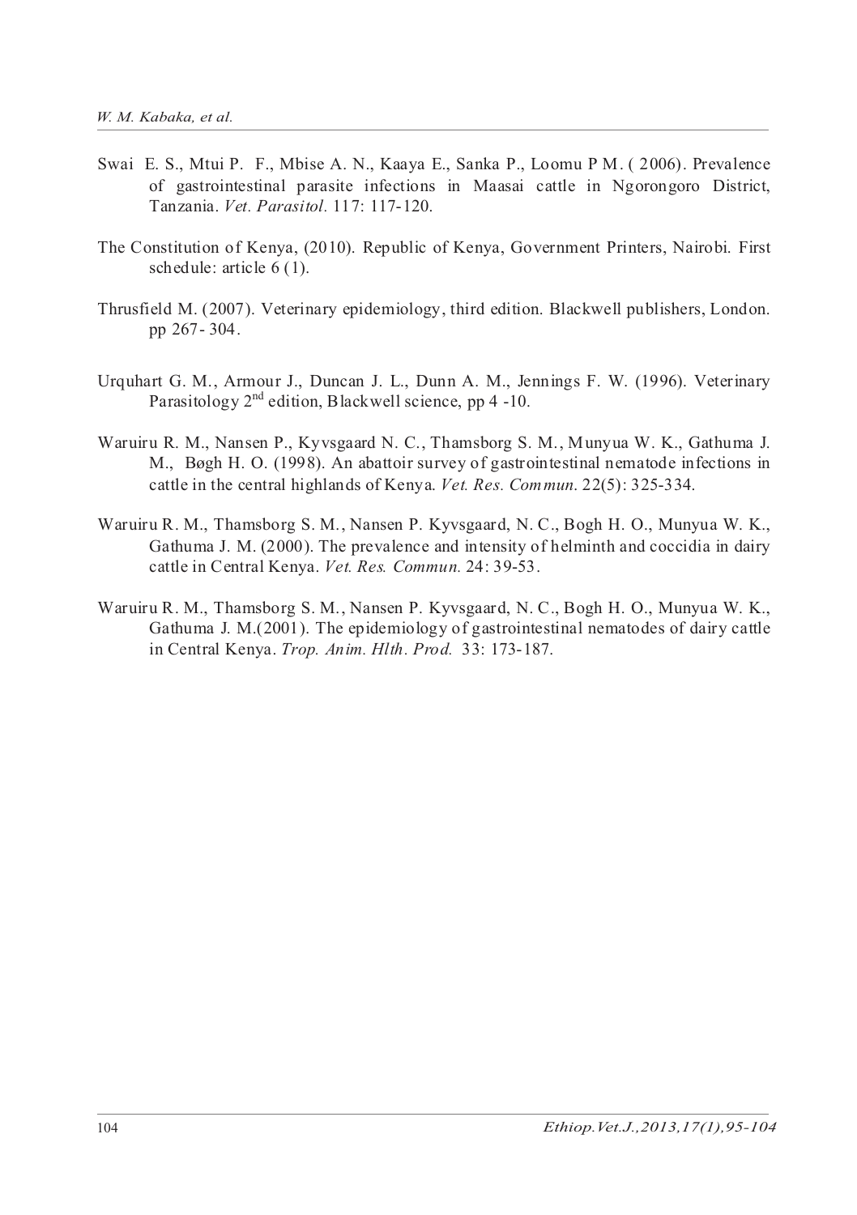Swai E. S., Mtui P. F., Mbise A. N., Kaaya E., Sanka P., Loomu P M. ( 2006). Prevalence of gastrointestinal parasite infections in Maasai cattle in Ngorongoro District, Tanzania. *Vet. Parasitol.* 117: 117-120.

The Constitution of Kenya, (2010). Republic of Kenya, Government Printers, Nairobi. First schedule: article 6 (1).

Thrusfield M. (2007). Veterinary epidemiology, third edition. Blackwell publishers, London. pp 267- 304.

Urquhart G. M., Armour J., Duncan J. L., Dunn A. M., Jennings F. W. (1996). Veterinary Parasitology 2nd edition, Blackwell science, pp 4 -10.

Waruiru R. M., Nansen P., Kyvsgaard N. C., Thamsborg S. M., Munyua W. K., Gathuma J. M., Bøgh H. O. (1998). An abattoir survey of gastrointestinal nematode infections in cattle in the central highlands of Kenya. *Vet. Res. Commun.* 22(5): 325-334.

Waruiru R. M., Thamsborg S. M., Nansen P. Kyvsgaard, N. C., Bogh H. O., Munyua W. K., Gathuma J. M. (2000). The prevalence and intensity of helminth and coccidia in dairy cattle in Central Kenya. *Vet. Res. Commun.* 24: 39-53.

Waruiru R. M., Thamsborg S. M., Nansen P. Kyvsgaard, N. C., Bogh H. O., Munyua W. K., Gathuma J. M.(2001). The epidemiology of gastrointestinal nematodes of dairy cattle in Central Kenya. *Trop. Anim. Hlth. Prod.* 33: 173-187.